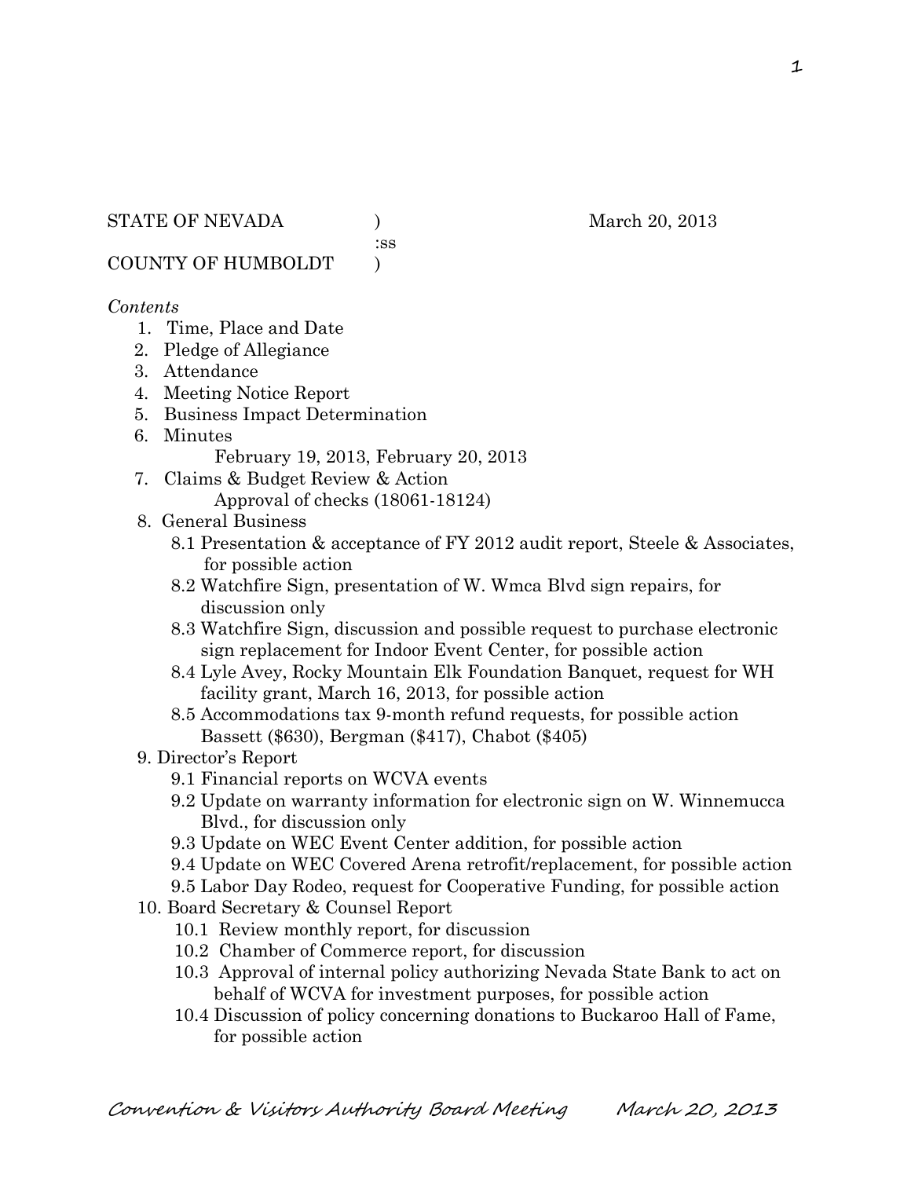STATE OF NEVADA )  
:ss  
COUNTY OF HUMBOLDT )

March 20, 2013

*Contents*

1. Time, Place and Date
2. Pledge of Allegiance
3. Attendance
4. Meeting Notice Report
5. Business Impact Determination
6. Minutes  
   February 19, 2013, February 20, 2013
7. Claims & Budget Review & Action  
   Approval of checks (18061-18124)
8. General Business
   - 8.1 Presentation & acceptance of FY 2012 audit report, Steele & Associates, for possible action
   - 8.2 Watchfire Sign, presentation of W. Wmca Blvd sign repairs, for discussion only
   - 8.3 Watchfire Sign, discussion and possible request to purchase electronic sign replacement for Indoor Event Center, for possible action
   - 8.4 Lyle Avey, Rocky Mountain Elk Foundation Banquet, request for WH facility grant, March 16, 2013, for possible action
   - 8.5 Accommodations tax 9-month refund requests, for possible action  
     Bassett ($630), Bergman ($417), Chabot ($405)
9. Director's Report
   - 9.1 Financial reports on WCVA events
   - 9.2 Update on warranty information for electronic sign on W. Winnemucca Blvd., for discussion only
   - 9.3 Update on WEC Event Center addition, for possible action
   - 9.4 Update on WEC Covered Arena retrofit/replacement, for possible action
   - 9.5 Labor Day Rodeo, request for Cooperative Funding, for possible action
10. Board Secretary & Counsel Report
    - 10.1 Review monthly report, for discussion
    - 10.2 Chamber of Commerce report, for discussion
    - 10.3 Approval of internal policy authorizing Nevada State Bank to act on behalf of WCVA for investment purposes, for possible action
    - 10.4 Discussion of policy concerning donations to Buckaroo Hall of Fame, for possible action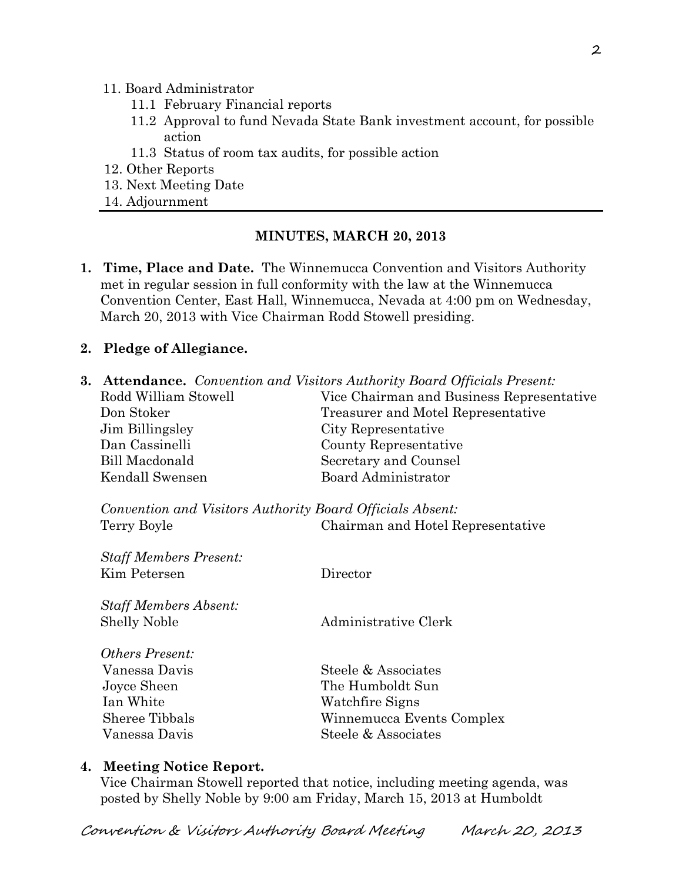11. Board Administrator
    11.1 February Financial reports
    11.2 Approval to fund Nevada State Bank investment account, for possible action
    11.3 Status of room tax audits, for possible action
12. Other Reports
13. Next Meeting Date
14. Adjournment

---

**MINUTES, MARCH 20, 2013**

1. **Time, Place and Date.** The Winnemucca Convention and Visitors Authority met in regular session in full conformity with the law at the Winnemucca Convention Center, East Hall, Winnemucca, Nevada at 4:00 pm on Wednesday, March 20, 2013 with Vice Chairman Rodd Stowell presiding.

2. **Pledge of Allegiance.**

3. **Attendance.** *Convention and Visitors Authority Board Officials Present:*

| | |
|---|---|
| Rodd William Stowell | Vice Chairman and Business Representative |
| Don Stoker | Treasurer and Motel Representative |
| Jim Billingsley | City Representative |
| Dan Cassinelli | County Representative |
| Bill Macdonald | Secretary and Counsel |
| Kendall Swensen | Board Administrator |

*Convention and Visitors Authority Board Officials Absent:*

| | |
|---|---|
| Terry Boyle | Chairman and Hotel Representative |

*Staff Members Present:*

| | |
|---|---|
| Kim Petersen | Director |

*Staff Members Absent:*

| | |
|---|---|
| Shelly Noble | Administrative Clerk |

*Others Present:*

| | |
|---|---|
| Vanessa Davis | Steele & Associates |
| Joyce Sheen | The Humboldt Sun |
| Ian White | Watchfire Signs |
| Sheree Tibbals | Winnemucca Events Complex |
| Vanessa Davis | Steele & Associates |

4. **Meeting Notice Report.**
   Vice Chairman Stowell reported that notice, including meeting agenda, was posted by Shelly Noble by 9:00 am Friday, March 15, 2013 at Humboldt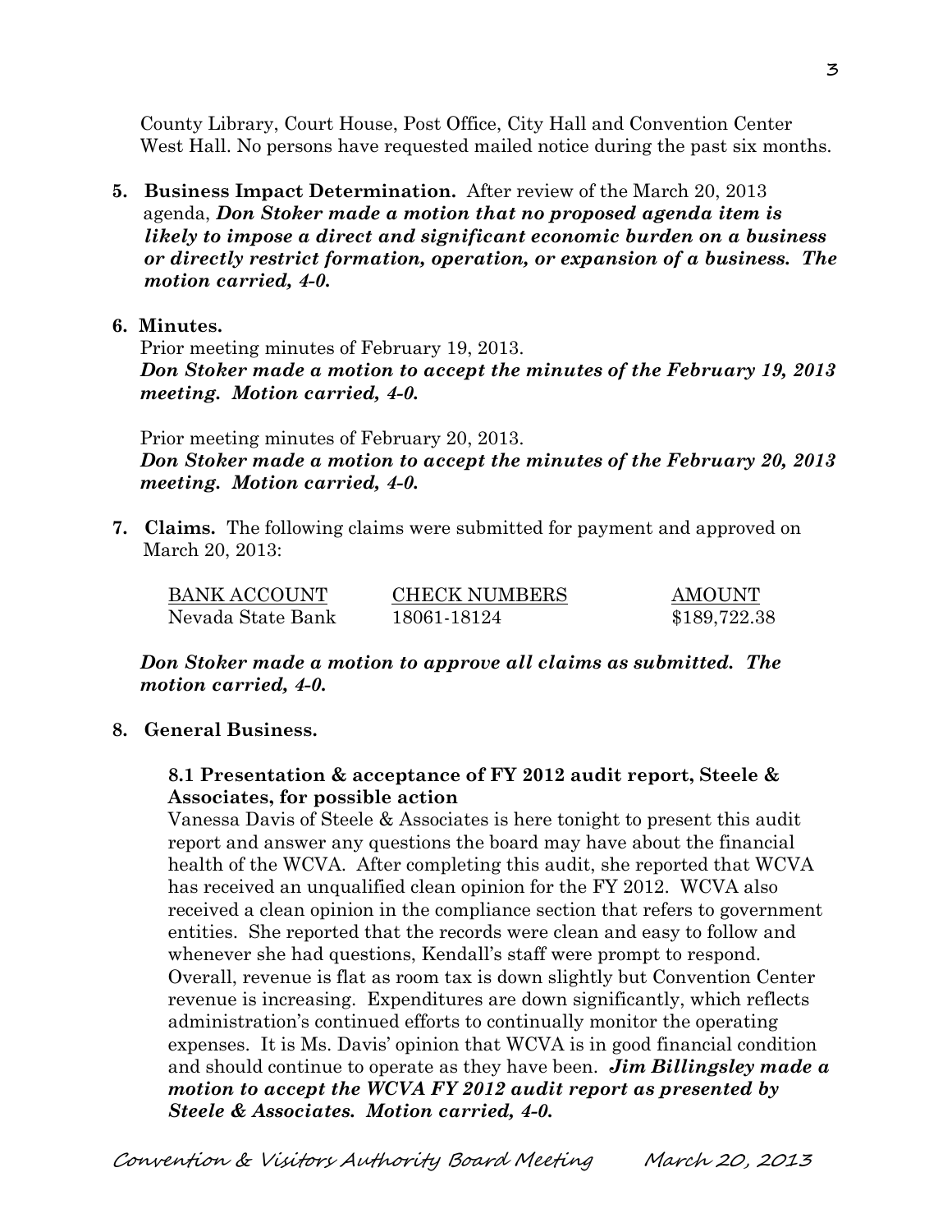County Library, Court House, Post Office, City Hall and Convention Center West Hall. No persons have requested mailed notice during the past six months.

5. **Business Impact Determination.** After review of the March 20, 2013 agenda, ***Don Stoker made a motion that no proposed agenda item is likely to impose a direct and significant economic burden on a business or directly restrict formation, operation, or expansion of a business. The motion carried, 4-0.***

6. **Minutes.**

   Prior meeting minutes of February 19, 2013.
   ***Don Stoker made a motion to accept the minutes of the February 19, 2013 meeting. Motion carried, 4-0.***

   Prior meeting minutes of February 20, 2013.
   ***Don Stoker made a motion to accept the minutes of the February 20, 2013 meeting. Motion carried, 4-0.***

7. **Claims.** The following claims were submitted for payment and approved on March 20, 2013:

| BANK ACCOUNT | CHECK NUMBERS | AMOUNT |
|---|---|---|
| Nevada State Bank | 18061-18124 | $189,722.38 |

   ***Don Stoker made a motion to approve all claims as submitted. The motion carried, 4-0.***

8. **General Business.**

   **8.1 Presentation & acceptance of FY 2012 audit report, Steele & Associates, for possible action**

   Vanessa Davis of Steele & Associates is here tonight to present this audit report and answer any questions the board may have about the financial health of the WCVA. After completing this audit, she reported that WCVA has received an unqualified clean opinion for the FY 2012. WCVA also received a clean opinion in the compliance section that refers to government entities. She reported that the records were clean and easy to follow and whenever she had questions, Kendall's staff were prompt to respond. Overall, revenue is flat as room tax is down slightly but Convention Center revenue is increasing. Expenditures are down significantly, which reflects administration's continued efforts to continually monitor the operating expenses. It is Ms. Davis' opinion that WCVA is in good financial condition and should continue to operate as they have been. ***Jim Billingsley made a motion to accept the WCVA FY 2012 audit report as presented by Steele & Associates. Motion carried, 4-0.***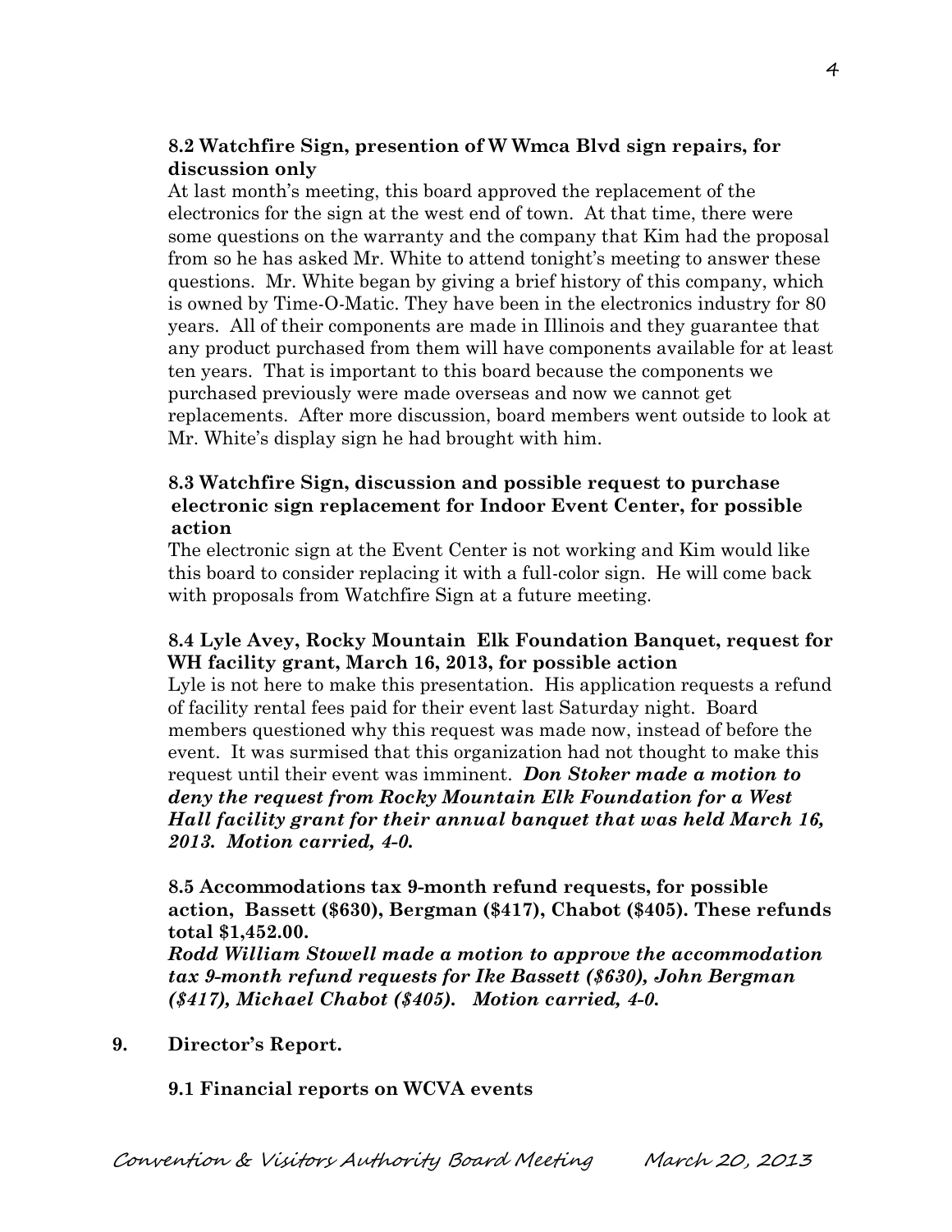**8.2 Watchfire Sign, presention of W Wmca Blvd sign repairs, for discussion only**

At last month's meeting, this board approved the replacement of the electronics for the sign at the west end of town. At that time, there were some questions on the warranty and the company that Kim had the proposal from so he has asked Mr. White to attend tonight's meeting to answer these questions. Mr. White began by giving a brief history of this company, which is owned by Time-O-Matic. They have been in the electronics industry for 80 years. All of their components are made in Illinois and they guarantee that any product purchased from them will have components available for at least ten years. That is important to this board because the components we purchased previously were made overseas and now we cannot get replacements. After more discussion, board members went outside to look at Mr. White's display sign he had brought with him.

**8.3 Watchfire Sign, discussion and possible request to purchase electronic sign replacement for Indoor Event Center, for possible action**

The electronic sign at the Event Center is not working and Kim would like this board to consider replacing it with a full-color sign. He will come back with proposals from Watchfire Sign at a future meeting.

**8.4 Lyle Avey, Rocky Mountain Elk Foundation Banquet, request for WH facility grant, March 16, 2013, for possible action**

Lyle is not here to make this presentation. His application requests a refund of facility rental fees paid for their event last Saturday night. Board members questioned why this request was made now, instead of before the event. It was surmised that this organization had not thought to make this request until their event was imminent. ***Don Stoker made a motion to deny the request from Rocky Mountain Elk Foundation for a West Hall facility grant for their annual banquet that was held March 16, 2013. Motion carried, 4-0.***

**8.5 Accommodations tax 9-month refund requests, for possible action, Bassett ($630), Bergman ($417), Chabot ($405). These refunds total $1,452.00.**

***Rodd William Stowell made a motion to approve the accommodation tax 9-month refund requests for Ike Bassett ($630), John Bergman ($417), Michael Chabot ($405). Motion carried, 4-0.***

**9. Director's Report.**

**9.1 Financial reports on WCVA events**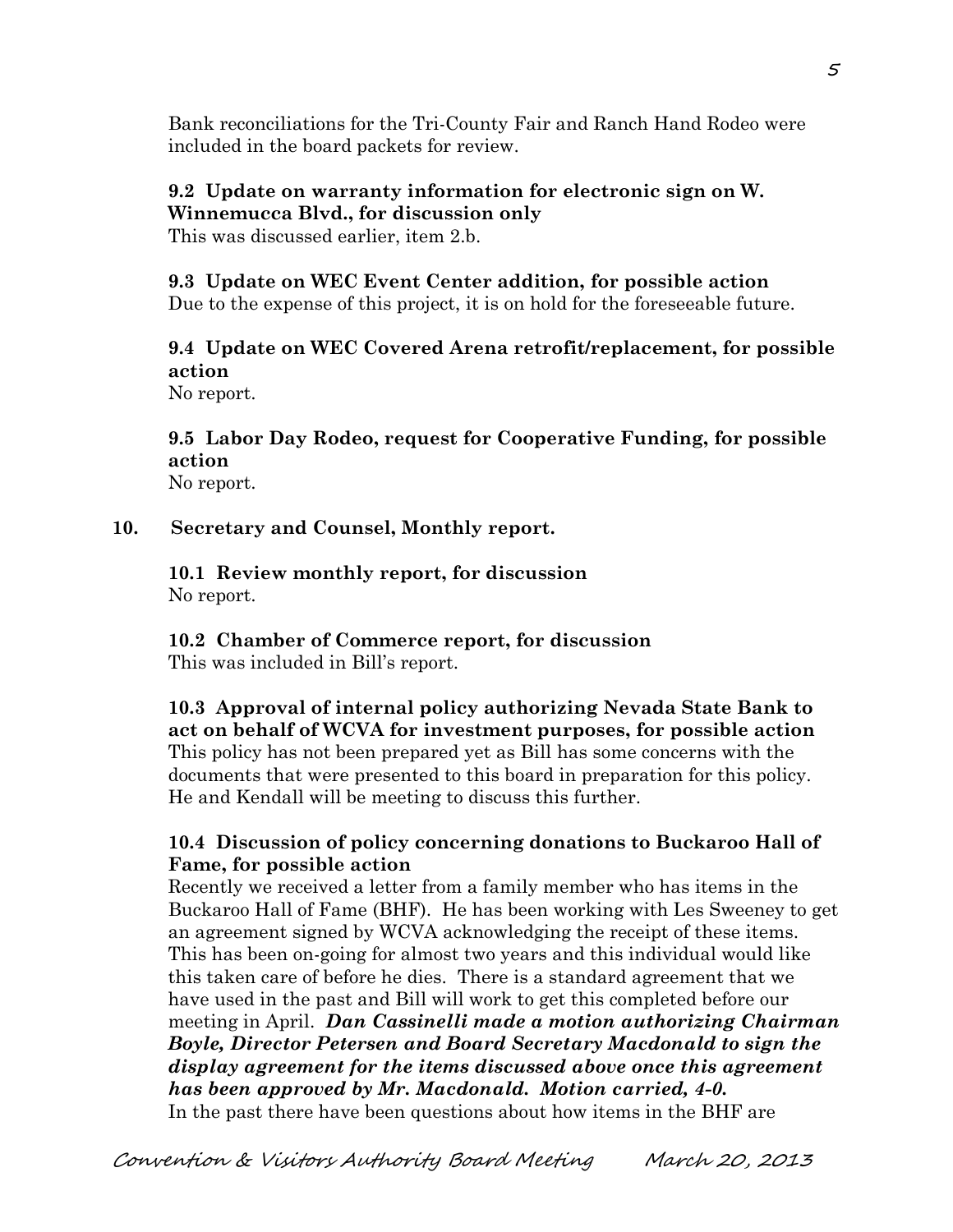Bank reconciliations for the Tri-County Fair and Ranch Hand Rodeo were included in the board packets for review.

**9.2 Update on warranty information for electronic sign on W. Winnemucca Blvd., for discussion only**
This was discussed earlier, item 2.b.

**9.3 Update on WEC Event Center addition, for possible action**
Due to the expense of this project, it is on hold for the foreseeable future.

**9.4 Update on WEC Covered Arena retrofit/replacement, for possible action**
No report.

**9.5 Labor Day Rodeo, request for Cooperative Funding, for possible action**
No report.

**10. Secretary and Counsel, Monthly report.**

**10.1 Review monthly report, for discussion**
No report.

**10.2 Chamber of Commerce report, for discussion**
This was included in Bill's report.

**10.3 Approval of internal policy authorizing Nevada State Bank to act on behalf of WCVA for investment purposes, for possible action**
This policy has not been prepared yet as Bill has some concerns with the documents that were presented to this board in preparation for this policy. He and Kendall will be meeting to discuss this further.

**10.4 Discussion of policy concerning donations to Buckaroo Hall of Fame, for possible action**
Recently we received a letter from a family member who has items in the Buckaroo Hall of Fame (BHF). He has been working with Les Sweeney to get an agreement signed by WCVA acknowledging the receipt of these items. This has been on-going for almost two years and this individual would like this taken care of before he dies. There is a standard agreement that we have used in the past and Bill will work to get this completed before our meeting in April. ***Dan Cassinelli made a motion authorizing Chairman Boyle, Director Petersen and Board Secretary Macdonald to sign the display agreement for the items discussed above once this agreement has been approved by Mr. Macdonald. Motion carried, 4-0.***
In the past there have been questions about how items in the BHF are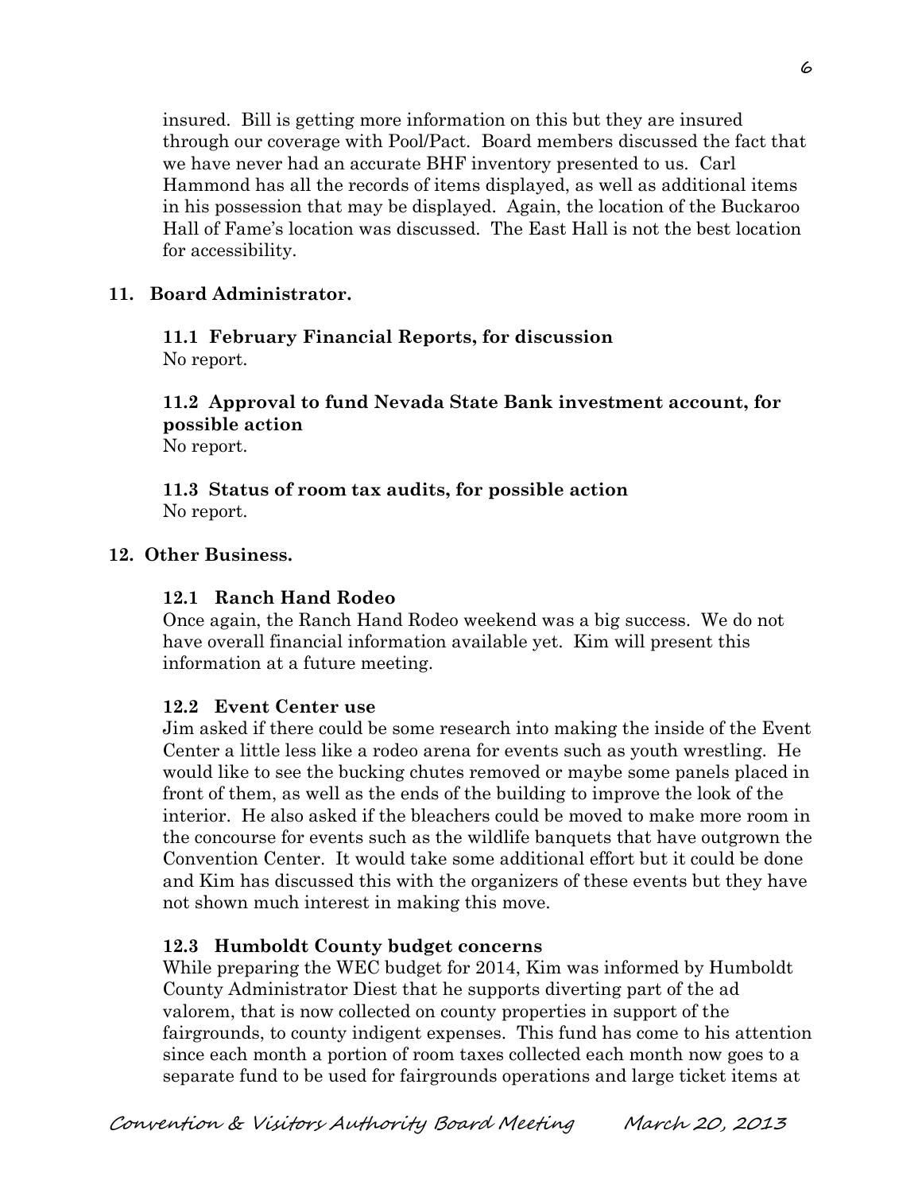insured. Bill is getting more information on this but they are insured through our coverage with Pool/Pact. Board members discussed the fact that we have never had an accurate BHF inventory presented to us. Carl Hammond has all the records of items displayed, as well as additional items in his possession that may be displayed. Again, the location of the Buckaroo Hall of Fame's location was discussed. The East Hall is not the best location for accessibility.

## 11. Board Administrator.

### 11.1 February Financial Reports, for discussion

No report.

### 11.2 Approval to fund Nevada State Bank investment account, for possible action

No report.

### 11.3 Status of room tax audits, for possible action

No report.

## 12. Other Business.

### 12.1 Ranch Hand Rodeo

Once again, the Ranch Hand Rodeo weekend was a big success. We do not have overall financial information available yet. Kim will present this information at a future meeting.

### 12.2 Event Center use

Jim asked if there could be some research into making the inside of the Event Center a little less like a rodeo arena for events such as youth wrestling. He would like to see the bucking chutes removed or maybe some panels placed in front of them, as well as the ends of the building to improve the look of the interior. He also asked if the bleachers could be moved to make more room in the concourse for events such as the wildlife banquets that have outgrown the Convention Center. It would take some additional effort but it could be done and Kim has discussed this with the organizers of these events but they have not shown much interest in making this move.

### 12.3 Humboldt County budget concerns

While preparing the WEC budget for 2014, Kim was informed by Humboldt County Administrator Diest that he supports diverting part of the ad valorem, that is now collected on county properties in support of the fairgrounds, to county indigent expenses. This fund has come to his attention since each month a portion of room taxes collected each month now goes to a separate fund to be used for fairgrounds operations and large ticket items at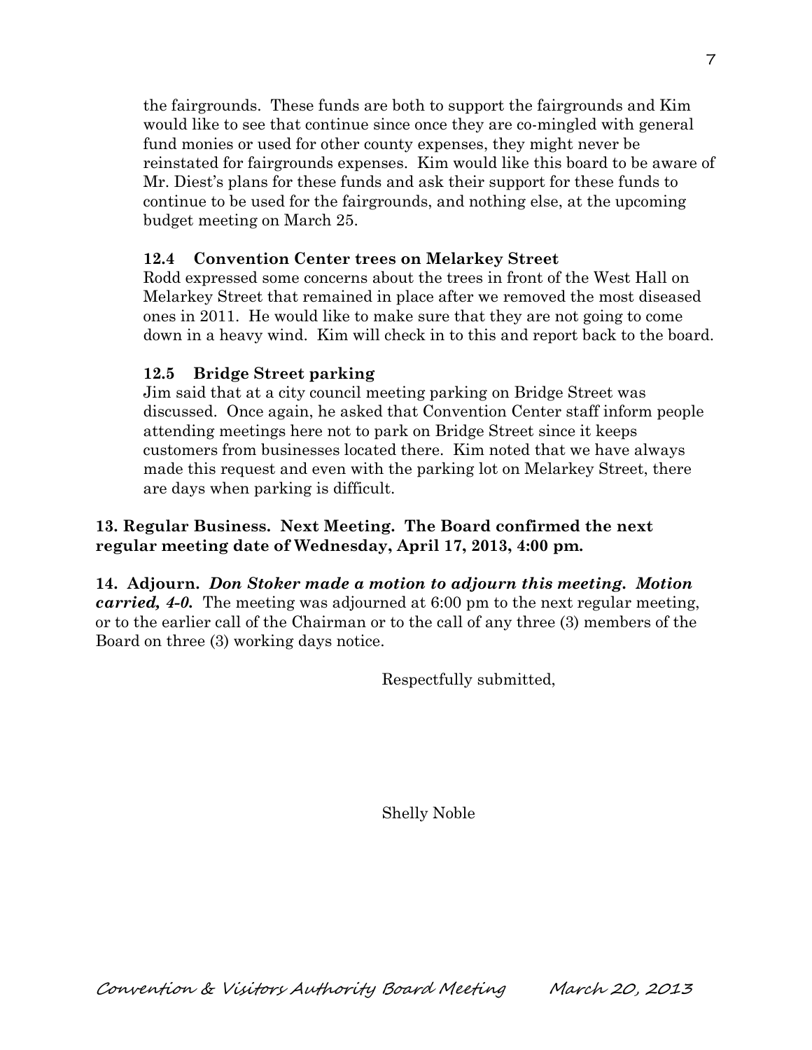the fairgrounds. These funds are both to support the fairgrounds and Kim would like to see that continue since once they are co-mingled with general fund monies or used for other county expenses, they might never be reinstated for fairgrounds expenses. Kim would like this board to be aware of Mr. Diest's plans for these funds and ask their support for these funds to continue to be used for the fairgrounds, and nothing else, at the upcoming budget meeting on March 25.

**12.4 Convention Center trees on Melarkey Street**

Rodd expressed some concerns about the trees in front of the West Hall on Melarkey Street that remained in place after we removed the most diseased ones in 2011. He would like to make sure that they are not going to come down in a heavy wind. Kim will check in to this and report back to the board.

**12.5 Bridge Street parking**

Jim said that at a city council meeting parking on Bridge Street was discussed. Once again, he asked that Convention Center staff inform people attending meetings here not to park on Bridge Street since it keeps customers from businesses located there. Kim noted that we have always made this request and even with the parking lot on Melarkey Street, there are days when parking is difficult.

**13. Regular Business. Next Meeting. The Board confirmed the next regular meeting date of Wednesday, April 17, 2013, 4:00 pm.**

**14. Adjourn.** ***Don Stoker made a motion to adjourn this meeting. Motion carried, 4-0.*** The meeting was adjourned at 6:00 pm to the next regular meeting, or to the earlier call of the Chairman or to the call of any three (3) members of the Board on three (3) working days notice.

Respectfully submitted,

Shelly Noble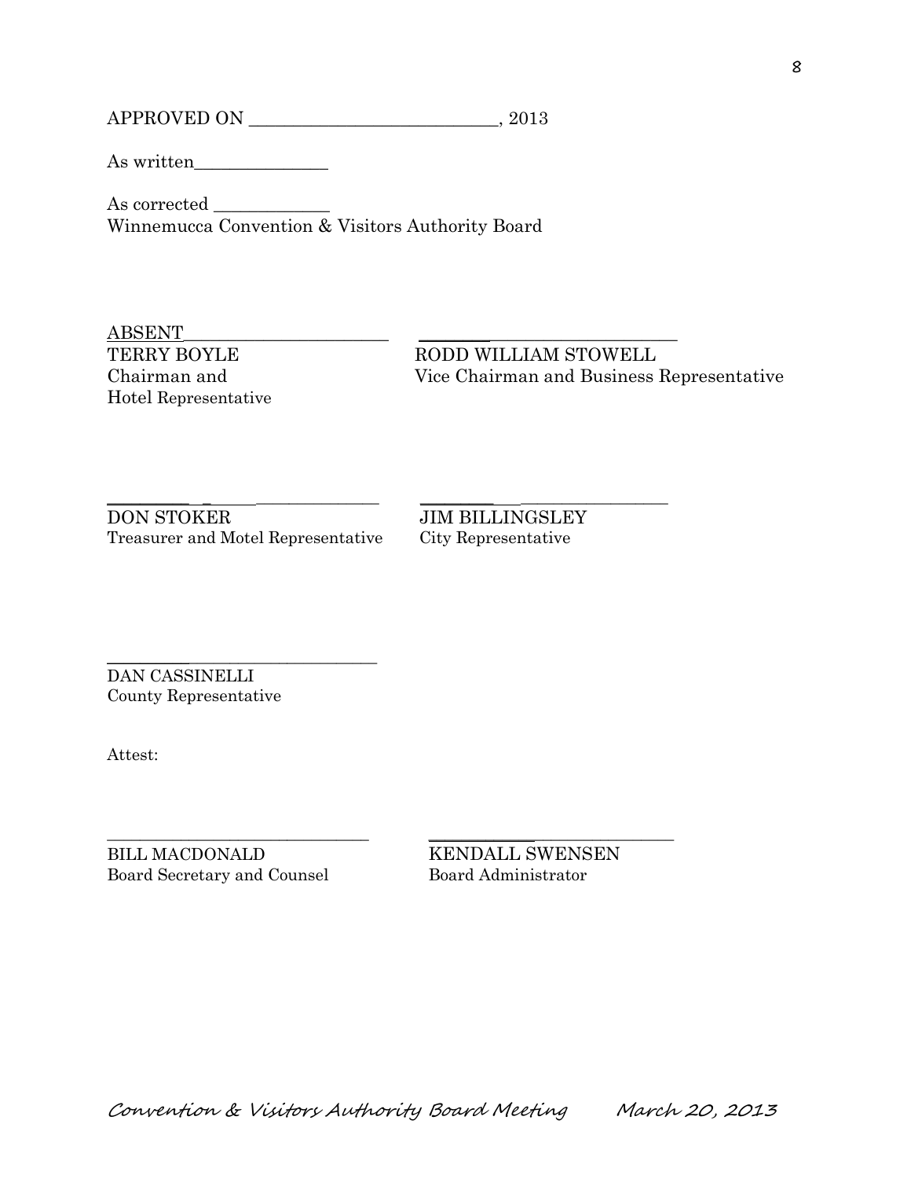APPROVED ON ____________________________, 2013

As written_______________

As corrected _____________
Winnemucca Convention & Visitors Authority Board

ABSENT________________________ ______________________________
TERRY BOYLE
Chairman and
Hotel Representative

RODD WILLIAM STOWELL
Vice Chairman and Business Representative

_______________________________ ______________________________
DON STOKER
Treasurer and Motel Representative

JIM BILLINGSLEY
City Representative

_______________________________
DAN CASSINELLI
County Representative

Attest:

_______________________________ ______________________________
BILL MACDONALD
Board Secretary and Counsel

KENDALL SWENSEN
Board Administrator